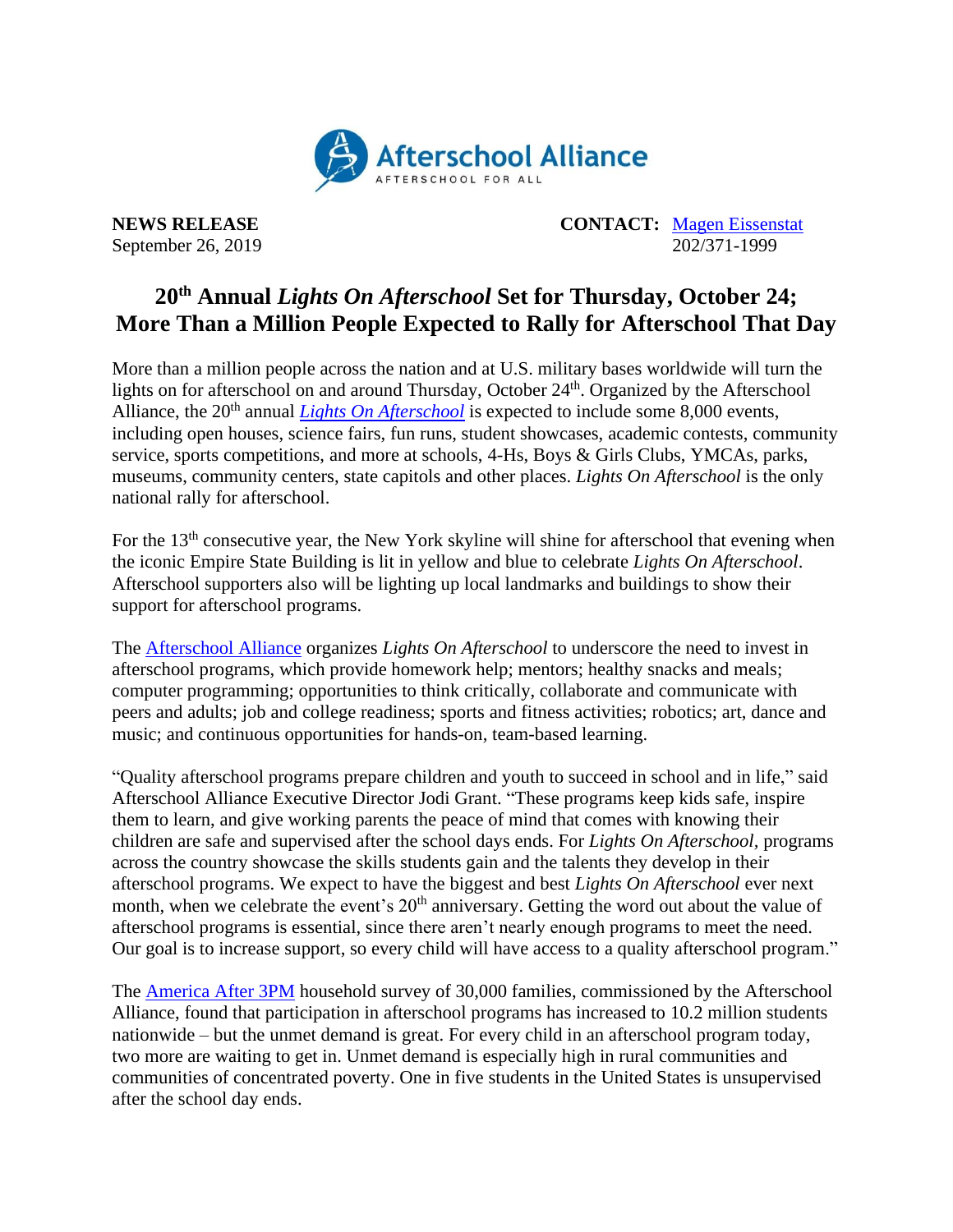Afterschool Alliance
AFTERSCHOOL FOR ALL

**NEWS RELEASE**
September 26, 2019

**CONTACT:** Magen Eissenstat
202/371-1999

# 20th Annual *Lights On Afterschool* Set for Thursday, October 24; More Than a Million People Expected to Rally for Afterschool That Day

More than a million people across the nation and at U.S. military bases worldwide will turn the lights on for afterschool on and around Thursday, October 24th. Organized by the Afterschool Alliance, the 20th annual *Lights On Afterschool* is expected to include some 8,000 events, including open houses, science fairs, fun runs, student showcases, academic contests, community service, sports competitions, and more at schools, 4-Hs, Boys & Girls Clubs, YMCAs, parks, museums, community centers, state capitols and other places. *Lights On Afterschool* is the only national rally for afterschool.

For the 13th consecutive year, the New York skyline will shine for afterschool that evening when the iconic Empire State Building is lit in yellow and blue to celebrate *Lights On Afterschool*. Afterschool supporters also will be lighting up local landmarks and buildings to show their support for afterschool programs.

The Afterschool Alliance organizes *Lights On Afterschool* to underscore the need to invest in afterschool programs, which provide homework help; mentors; healthy snacks and meals; computer programming; opportunities to think critically, collaborate and communicate with peers and adults; job and college readiness; sports and fitness activities; robotics; art, dance and music; and continuous opportunities for hands-on, team-based learning.

"Quality afterschool programs prepare children and youth to succeed in school and in life," said Afterschool Alliance Executive Director Jodi Grant. "These programs keep kids safe, inspire them to learn, and give working parents the peace of mind that comes with knowing their children are safe and supervised after the school days ends. For *Lights On Afterschool*, programs across the country showcase the skills students gain and the talents they develop in their afterschool programs. We expect to have the biggest and best *Lights On Afterschool* ever next month, when we celebrate the event's 20th anniversary. Getting the word out about the value of afterschool programs is essential, since there aren't nearly enough programs to meet the need. Our goal is to increase support, so every child will have access to a quality afterschool program."

The America After 3PM household survey of 30,000 families, commissioned by the Afterschool Alliance, found that participation in afterschool programs has increased to 10.2 million students nationwide – but the unmet demand is great. For every child in an afterschool program today, two more are waiting to get in. Unmet demand is especially high in rural communities and communities of concentrated poverty. One in five students in the United States is unsupervised after the school day ends.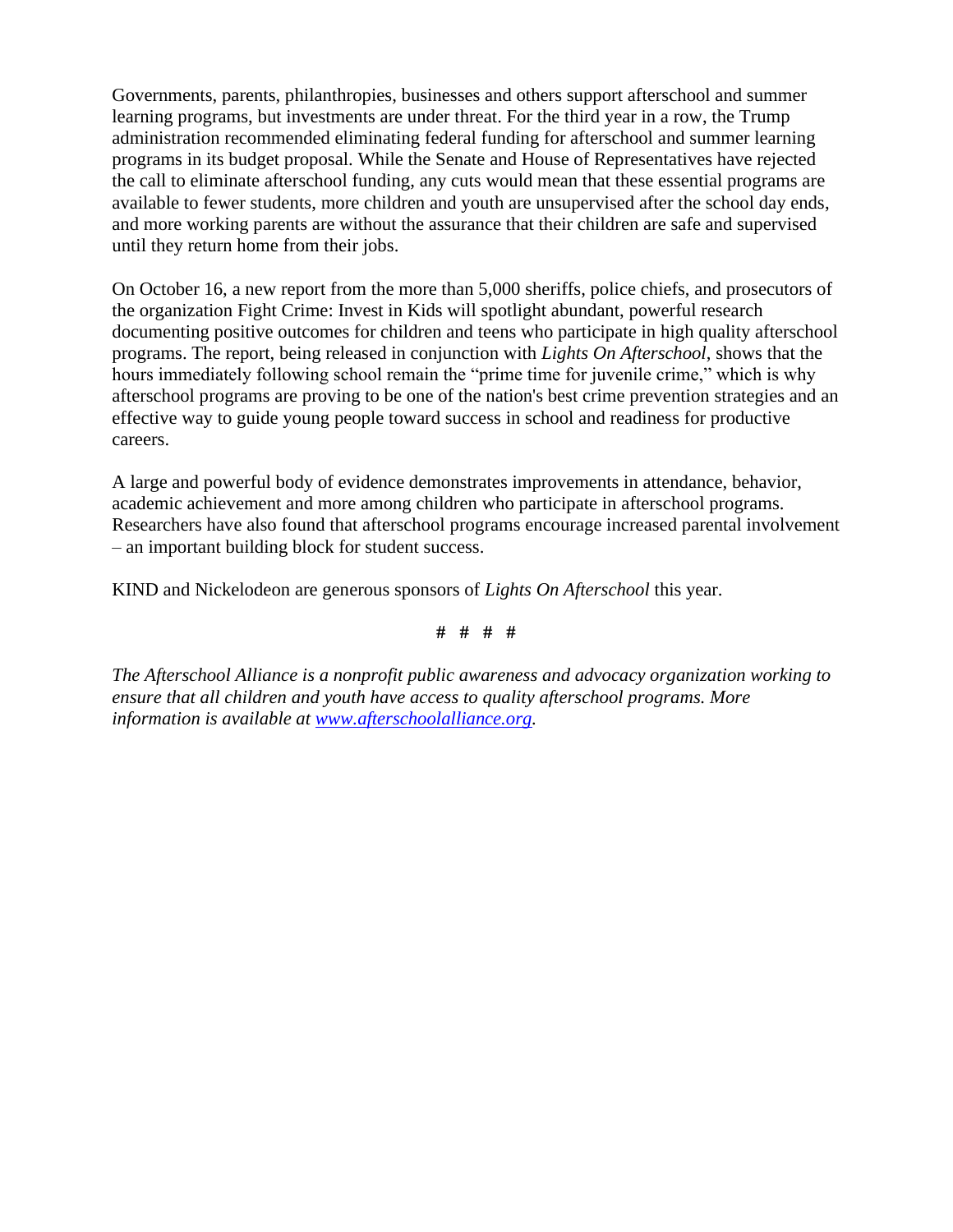Governments, parents, philanthropies, businesses and others support afterschool and summer learning programs, but investments are under threat. For the third year in a row, the Trump administration recommended eliminating federal funding for afterschool and summer learning programs in its budget proposal. While the Senate and House of Representatives have rejected the call to eliminate afterschool funding, any cuts would mean that these essential programs are available to fewer students, more children and youth are unsupervised after the school day ends, and more working parents are without the assurance that their children are safe and supervised until they return home from their jobs.

On October 16, a new report from the more than 5,000 sheriffs, police chiefs, and prosecutors of the organization Fight Crime: Invest in Kids will spotlight abundant, powerful research documenting positive outcomes for children and teens who participate in high quality afterschool programs. The report, being released in conjunction with *Lights On Afterschool*, shows that the hours immediately following school remain the "prime time for juvenile crime," which is why afterschool programs are proving to be one of the nation's best crime prevention strategies and an effective way to guide young people toward success in school and readiness for productive careers.

A large and powerful body of evidence demonstrates improvements in attendance, behavior, academic achievement and more among children who participate in afterschool programs. Researchers have also found that afterschool programs encourage increased parental involvement – an important building block for student success.

KIND and Nickelodeon are generous sponsors of *Lights On Afterschool* this year.

**# # # #**

*The Afterschool Alliance is a nonprofit public awareness and advocacy organization working to ensure that all children and youth have access to quality afterschool programs. More information is available at [www.afterschoolalliance.org](www.afterschoolalliance.org).*